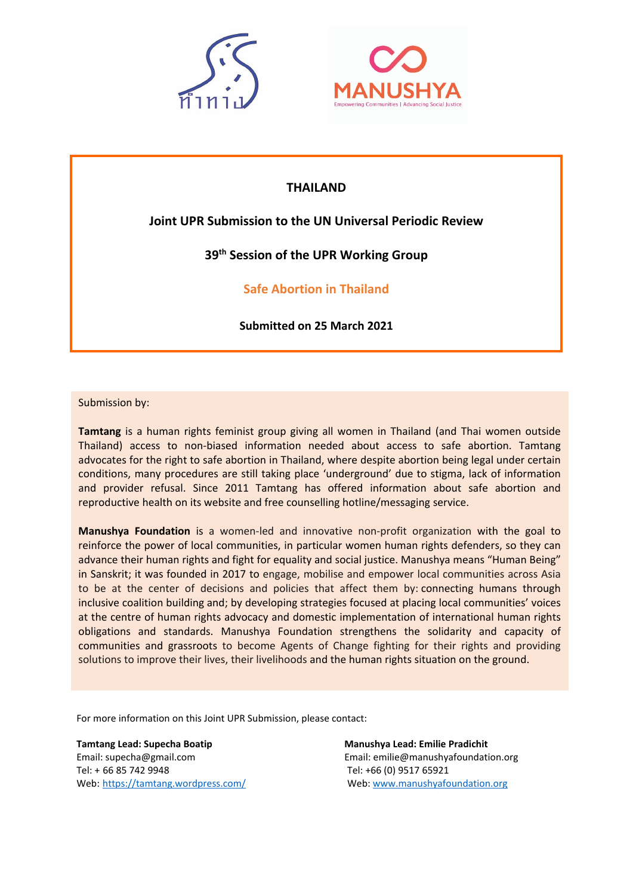# THAILAND

## Joint UPR Submission to the UN Universal Periodic Review

## 39th Session of the UPR Working Group

## Safe Abortion in Thailand

**Submitted on 25 March 2021**

Submission by:

**Tamtang** is a human rights feminist group giving all women in Thailand (and Thai women outside Thailand) access to non-biased information needed about access to safe abortion. Tamtang advocates for the right to safe abortion in Thailand, where despite abortion being legal under certain conditions, many procedures are still taking place 'underground' due to stigma, lack of information and provider refusal. Since 2011 Tamtang has offered information about safe abortion and reproductive health on its website and free counselling hotline/messaging service.

**Manushya Foundation** is a women-led and innovative non-profit organization with the goal to reinforce the power of local communities, in particular women human rights defenders, so they can advance their human rights and fight for equality and social justice. Manushya means "Human Being" in Sanskrit; it was founded in 2017 to engage, mobilise and empower local communities across Asia to be at the center of decisions and policies that affect them by: connecting humans through inclusive coalition building and; by developing strategies focused at placing local communities' voices at the centre of human rights advocacy and domestic implementation of international human rights obligations and standards. Manushya Foundation strengthens the solidarity and capacity of communities and grassroots to become Agents of Change fighting for their rights and providing solutions to improve their lives, their livelihoods and the human rights situation on the ground.

For more information on this Joint UPR Submission, please contact:

**Tamtang Lead: Supecha Boatip**
Email: supecha@gmail.com
Tel: + 66 85 742 9948
Web: https://tamtang.wordpress.com/

**Manushya Lead: Emilie Pradichit**
Email: emilie@manushyafoundation.org
Tel: +66 (0) 9517 65921
Web: www.manushyafoundation.org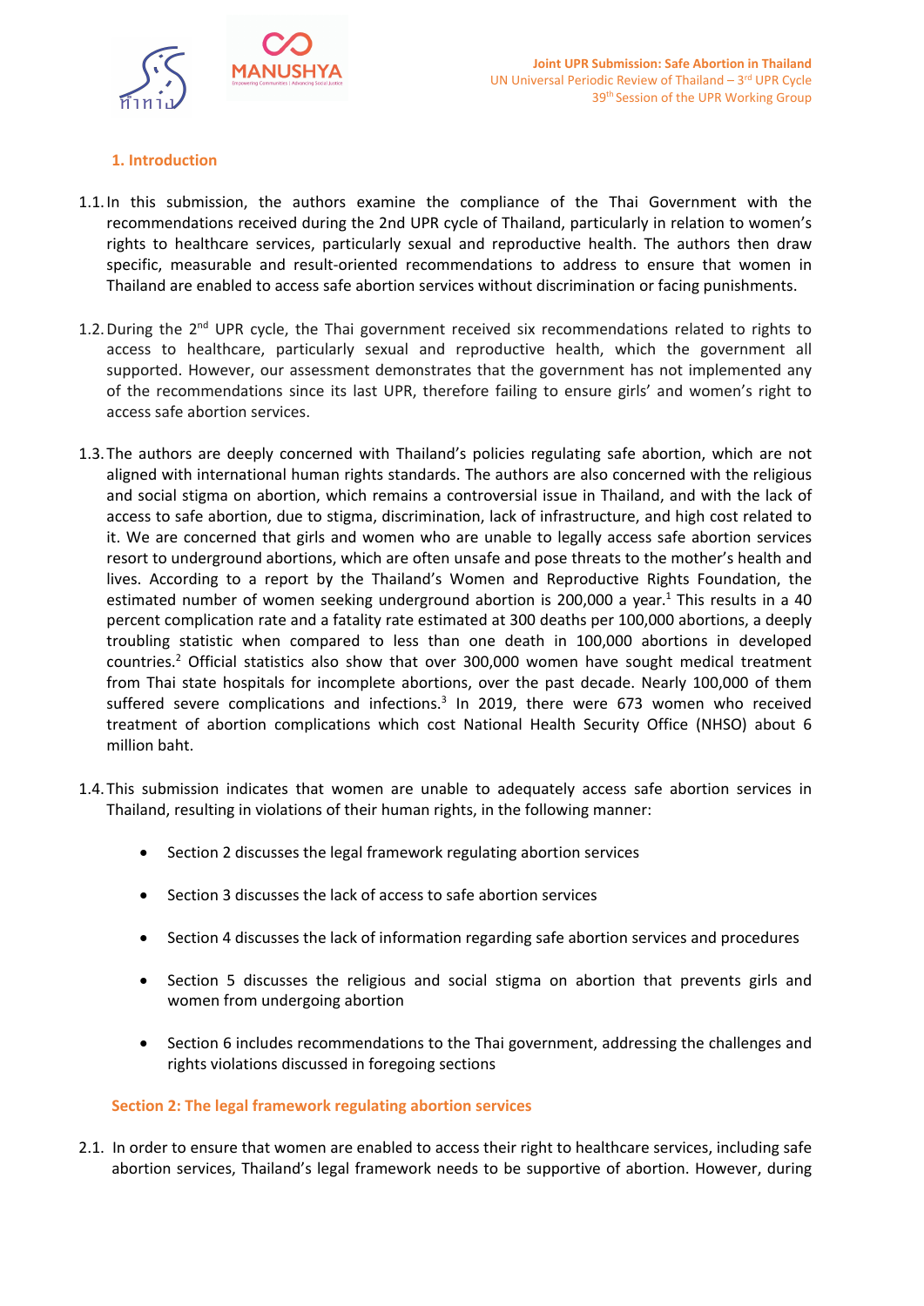## 1. Introduction

1.1. In this submission, the authors examine the compliance of the Thai Government with the recommendations received during the 2nd UPR cycle of Thailand, particularly in relation to women's rights to healthcare services, particularly sexual and reproductive health. The authors then draw specific, measurable and result-oriented recommendations to address to ensure that women in Thailand are enabled to access safe abortion services without discrimination or facing punishments.

1.2. During the 2nd UPR cycle, the Thai government received six recommendations related to rights to access to healthcare, particularly sexual and reproductive health, which the government all supported. However, our assessment demonstrates that the government has not implemented any of the recommendations since its last UPR, therefore failing to ensure girls' and women's right to access safe abortion services.

1.3. The authors are deeply concerned with Thailand's policies regulating safe abortion, which are not aligned with international human rights standards. The authors are also concerned with the religious and social stigma on abortion, which remains a controversial issue in Thailand, and with the lack of access to safe abortion, due to stigma, discrimination, lack of infrastructure, and high cost related to it. We are concerned that girls and women who are unable to legally access safe abortion services resort to underground abortions, which are often unsafe and pose threats to the mother's health and lives. According to a report by the Thailand's Women and Reproductive Rights Foundation, the estimated number of women seeking underground abortion is 200,000 a year.[1] This results in a 40 percent complication rate and a fatality rate estimated at 300 deaths per 100,000 abortions, a deeply troubling statistic when compared to less than one death in 100,000 abortions in developed countries.[2] Official statistics also show that over 300,000 women have sought medical treatment from Thai state hospitals for incomplete abortions, over the past decade. Nearly 100,000 of them suffered severe complications and infections.[3] In 2019, there were 673 women who received treatment of abortion complications which cost National Health Security Office (NHSO) about 6 million baht.

1.4. This submission indicates that women are unable to adequately access safe abortion services in Thailand, resulting in violations of their human rights, in the following manner:

- Section 2 discusses the legal framework regulating abortion services
- Section 3 discusses the lack of access to safe abortion services
- Section 4 discusses the lack of information regarding safe abortion services and procedures
- Section 5 discusses the religious and social stigma on abortion that prevents girls and women from undergoing abortion
- Section 6 includes recommendations to the Thai government, addressing the challenges and rights violations discussed in foregoing sections

## Section 2: The legal framework regulating abortion services

2.1. In order to ensure that women are enabled to access their right to healthcare services, including safe abortion services, Thailand's legal framework needs to be supportive of abortion. However, during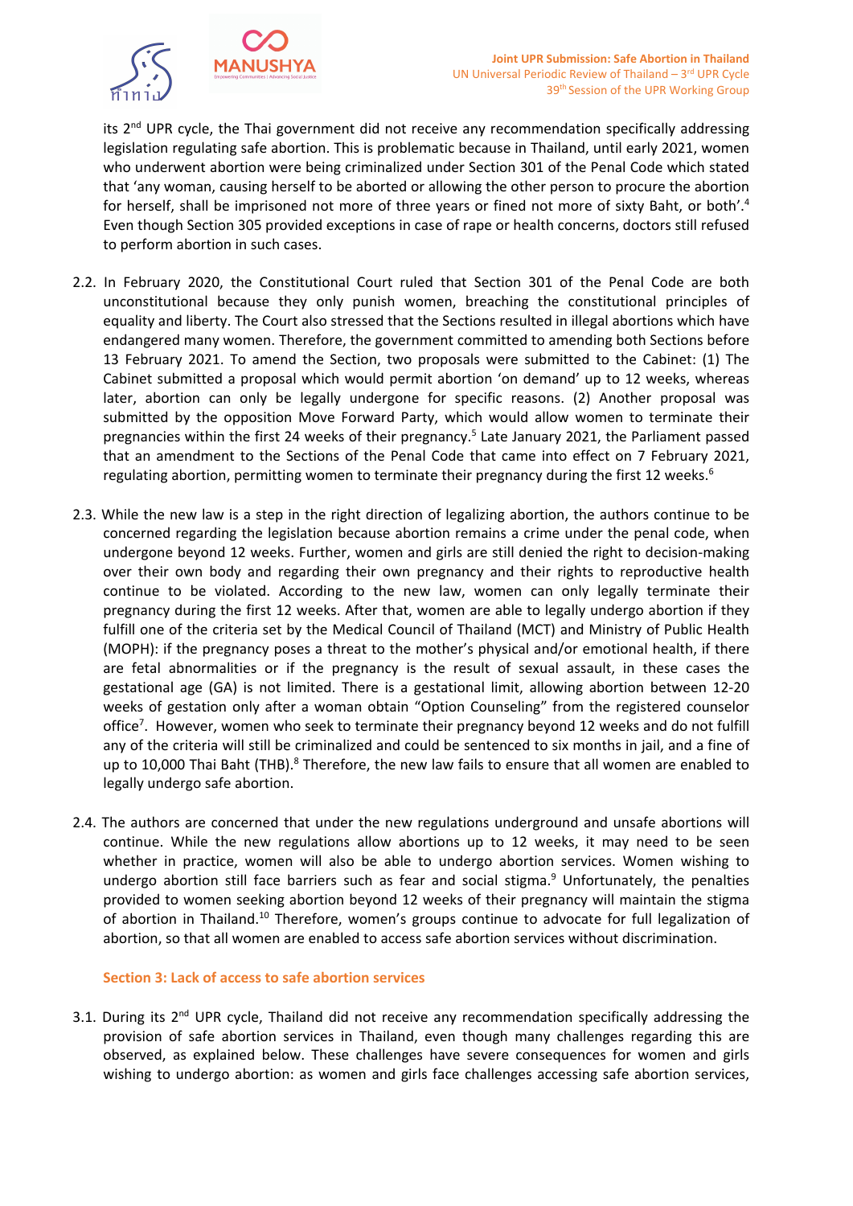its 2nd UPR cycle, the Thai government did not receive any recommendation specifically addressing legislation regulating safe abortion. This is problematic because in Thailand, until early 2021, women who underwent abortion were being criminalized under Section 301 of the Penal Code which stated that 'any woman, causing herself to be aborted or allowing the other person to procure the abortion for herself, shall be imprisoned not more of three years or fined not more of sixty Baht, or both'.[4] Even though Section 305 provided exceptions in case of rape or health concerns, doctors still refused to perform abortion in such cases.

2.2. In February 2020, the Constitutional Court ruled that Section 301 of the Penal Code are both unconstitutional because they only punish women, breaching the constitutional principles of equality and liberty. The Court also stressed that the Sections resulted in illegal abortions which have endangered many women. Therefore, the government committed to amending both Sections before 13 February 2021. To amend the Section, two proposals were submitted to the Cabinet: (1) The Cabinet submitted a proposal which would permit abortion 'on demand' up to 12 weeks, whereas later, abortion can only be legally undergone for specific reasons. (2) Another proposal was submitted by the opposition Move Forward Party, which would allow women to terminate their pregnancies within the first 24 weeks of their pregnancy.[5] Late January 2021, the Parliament passed that an amendment to the Sections of the Penal Code that came into effect on 7 February 2021, regulating abortion, permitting women to terminate their pregnancy during the first 12 weeks.[6]

2.3. While the new law is a step in the right direction of legalizing abortion, the authors continue to be concerned regarding the legislation because abortion remains a crime under the penal code, when undergone beyond 12 weeks. Further, women and girls are still denied the right to decision-making over their own body and regarding their own pregnancy and their rights to reproductive health continue to be violated. According to the new law, women can only legally terminate their pregnancy during the first 12 weeks. After that, women are able to legally undergo abortion if they fulfill one of the criteria set by the Medical Council of Thailand (MCT) and Ministry of Public Health (MOPH): if the pregnancy poses a threat to the mother's physical and/or emotional health, if there are fetal abnormalities or if the pregnancy is the result of sexual assault, in these cases the gestational age (GA) is not limited. There is a gestational limit, allowing abortion between 12-20 weeks of gestation only after a woman obtain "Option Counseling" from the registered counselor office[7]. However, women who seek to terminate their pregnancy beyond 12 weeks and do not fulfill any of the criteria will still be criminalized and could be sentenced to six months in jail, and a fine of up to 10,000 Thai Baht (THB).[8] Therefore, the new law fails to ensure that all women are enabled to legally undergo safe abortion.

2.4. The authors are concerned that under the new regulations underground and unsafe abortions will continue. While the new regulations allow abortions up to 12 weeks, it may need to be seen whether in practice, women will also be able to undergo abortion services. Women wishing to undergo abortion still face barriers such as fear and social stigma.[9] Unfortunately, the penalties provided to women seeking abortion beyond 12 weeks of their pregnancy will maintain the stigma of abortion in Thailand.[10] Therefore, women's groups continue to advocate for full legalization of abortion, so that all women are enabled to access safe abortion services without discrimination.

## Section 3: Lack of access to safe abortion services

3.1. During its 2nd UPR cycle, Thailand did not receive any recommendation specifically addressing the provision of safe abortion services in Thailand, even though many challenges regarding this are observed, as explained below. These challenges have severe consequences for women and girls wishing to undergo abortion: as women and girls face challenges accessing safe abortion services,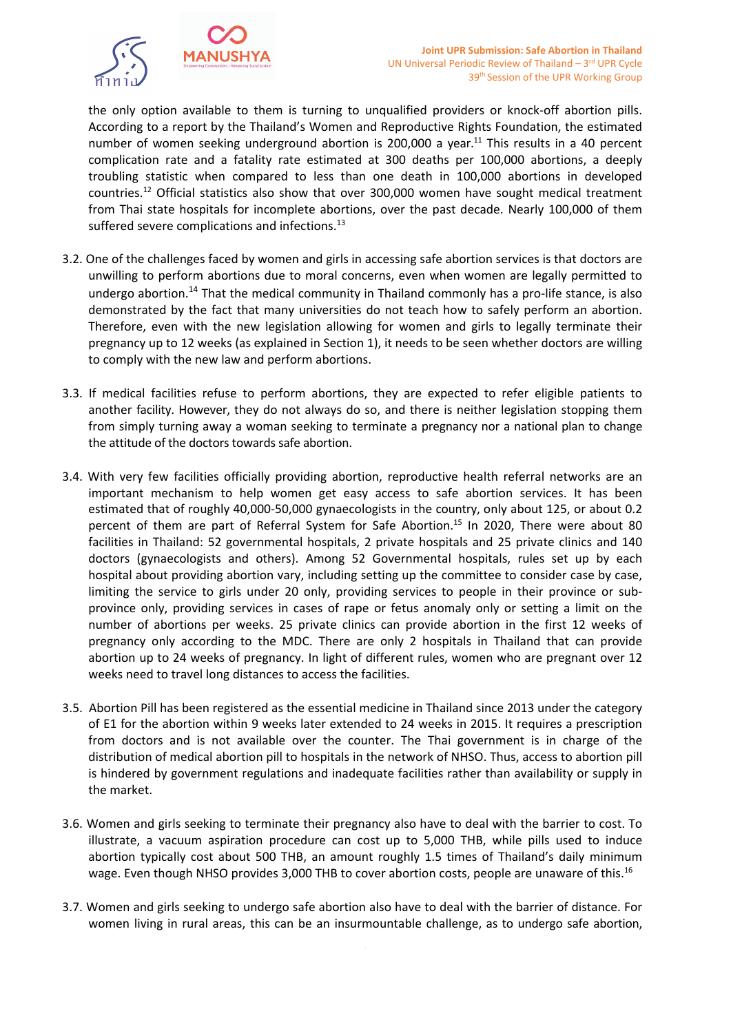the only option available to them is turning to unqualified providers or knock-off abortion pills. According to a report by the Thailand's Women and Reproductive Rights Foundation, the estimated number of women seeking underground abortion is 200,000 a year.[11] This results in a 40 percent complication rate and a fatality rate estimated at 300 deaths per 100,000 abortions, a deeply troubling statistic when compared to less than one death in 100,000 abortions in developed countries.[12] Official statistics also show that over 300,000 women have sought medical treatment from Thai state hospitals for incomplete abortions, over the past decade. Nearly 100,000 of them suffered severe complications and infections.[13]

3.2. One of the challenges faced by women and girls in accessing safe abortion services is that doctors are unwilling to perform abortions due to moral concerns, even when women are legally permitted to undergo abortion.[14] That the medical community in Thailand commonly has a pro-life stance, is also demonstrated by the fact that many universities do not teach how to safely perform an abortion. Therefore, even with the new legislation allowing for women and girls to legally terminate their pregnancy up to 12 weeks (as explained in Section 1), it needs to be seen whether doctors are willing to comply with the new law and perform abortions.

3.3. If medical facilities refuse to perform abortions, they are expected to refer eligible patients to another facility. However, they do not always do so, and there is neither legislation stopping them from simply turning away a woman seeking to terminate a pregnancy nor a national plan to change the attitude of the doctors towards safe abortion.

3.4. With very few facilities officially providing abortion, reproductive health referral networks are an important mechanism to help women get easy access to safe abortion services. It has been estimated that of roughly 40,000-50,000 gynaecologists in the country, only about 125, or about 0.2 percent of them are part of Referral System for Safe Abortion.[15] In 2020, There were about 80 facilities in Thailand: 52 governmental hospitals, 2 private hospitals and 25 private clinics and 140 doctors (gynaecologists and others). Among 52 Governmental hospitals, rules set up by each hospital about providing abortion vary, including setting up the committee to consider case by case, limiting the service to girls under 20 only, providing services to people in their province or sub-province only, providing services in cases of rape or fetus anomaly only or setting a limit on the number of abortions per weeks. 25 private clinics can provide abortion in the first 12 weeks of pregnancy only according to the MDC. There are only 2 hospitals in Thailand that can provide abortion up to 24 weeks of pregnancy. In light of different rules, women who are pregnant over 12 weeks need to travel long distances to access the facilities.

3.5. Abortion Pill has been registered as the essential medicine in Thailand since 2013 under the category of E1 for the abortion within 9 weeks later extended to 24 weeks in 2015. It requires a prescription from doctors and is not available over the counter. The Thai government is in charge of the distribution of medical abortion pill to hospitals in the network of NHSO. Thus, access to abortion pill is hindered by government regulations and inadequate facilities rather than availability or supply in the market.

3.6. Women and girls seeking to terminate their pregnancy also have to deal with the barrier to cost. To illustrate, a vacuum aspiration procedure can cost up to 5,000 THB, while pills used to induce abortion typically cost about 500 THB, an amount roughly 1.5 times of Thailand's daily minimum wage. Even though NHSO provides 3,000 THB to cover abortion costs, people are unaware of this.[16]

3.7. Women and girls seeking to undergo safe abortion also have to deal with the barrier of distance. For women living in rural areas, this can be an insurmountable challenge, as to undergo safe abortion,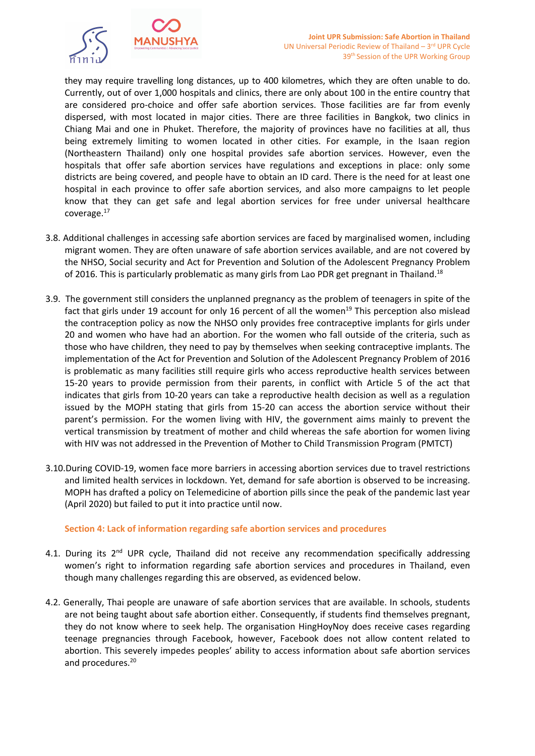they may require travelling long distances, up to 400 kilometres, which they are often unable to do. Currently, out of over 1,000 hospitals and clinics, there are only about 100 in the entire country that are considered pro-choice and offer safe abortion services. Those facilities are far from evenly dispersed, with most located in major cities. There are three facilities in Bangkok, two clinics in Chiang Mai and one in Phuket. Therefore, the majority of provinces have no facilities at all, thus being extremely limiting to women located in other cities. For example, in the Isaan region (Northeastern Thailand) only one hospital provides safe abortion services. However, even the hospitals that offer safe abortion services have regulations and exceptions in place: only some districts are being covered, and people have to obtain an ID card. There is the need for at least one hospital in each province to offer safe abortion services, and also more campaigns to let people know that they can get safe and legal abortion services for free under universal healthcare coverage.[17]

3.8. Additional challenges in accessing safe abortion services are faced by marginalised women, including migrant women. They are often unaware of safe abortion services available, and are not covered by the NHSO, Social security and Act for Prevention and Solution of the Adolescent Pregnancy Problem of 2016. This is particularly problematic as many girls from Lao PDR get pregnant in Thailand.[18]

3.9. The government still considers the unplanned pregnancy as the problem of teenagers in spite of the fact that girls under 19 account for only 16 percent of all the women[19] This perception also mislead the contraception policy as now the NHSO only provides free contraceptive implants for girls under 20 and women who have had an abortion. For the women who fall outside of the criteria, such as those who have children, they need to pay by themselves when seeking contraceptive implants. The implementation of the Act for Prevention and Solution of the Adolescent Pregnancy Problem of 2016 is problematic as many facilities still require girls who access reproductive health services between 15-20 years to provide permission from their parents, in conflict with Article 5 of the act that indicates that girls from 10-20 years can take a reproductive health decision as well as a regulation issued by the MOPH stating that girls from 15-20 can access the abortion service without their parent's permission. For the women living with HIV, the government aims mainly to prevent the vertical transmission by treatment of mother and child whereas the safe abortion for women living with HIV was not addressed in the Prevention of Mother to Child Transmission Program (PMTCT)

3.10. During COVID-19, women face more barriers in accessing abortion services due to travel restrictions and limited health services in lockdown. Yet, demand for safe abortion is observed to be increasing. MOPH has drafted a policy on Telemedicine of abortion pills since the peak of the pandemic last year (April 2020) but failed to put it into practice until now.

## Section 4: Lack of information regarding safe abortion services and procedures

4.1. During its 2nd UPR cycle, Thailand did not receive any recommendation specifically addressing women's right to information regarding safe abortion services and procedures in Thailand, even though many challenges regarding this are observed, as evidenced below.

4.2. Generally, Thai people are unaware of safe abortion services that are available. In schools, students are not being taught about safe abortion either. Consequently, if students find themselves pregnant, they do not know where to seek help. The organisation HingHoyNoy does receive cases regarding teenage pregnancies through Facebook, however, Facebook does not allow content related to abortion. This severely impedes peoples' ability to access information about safe abortion services and procedures.[20]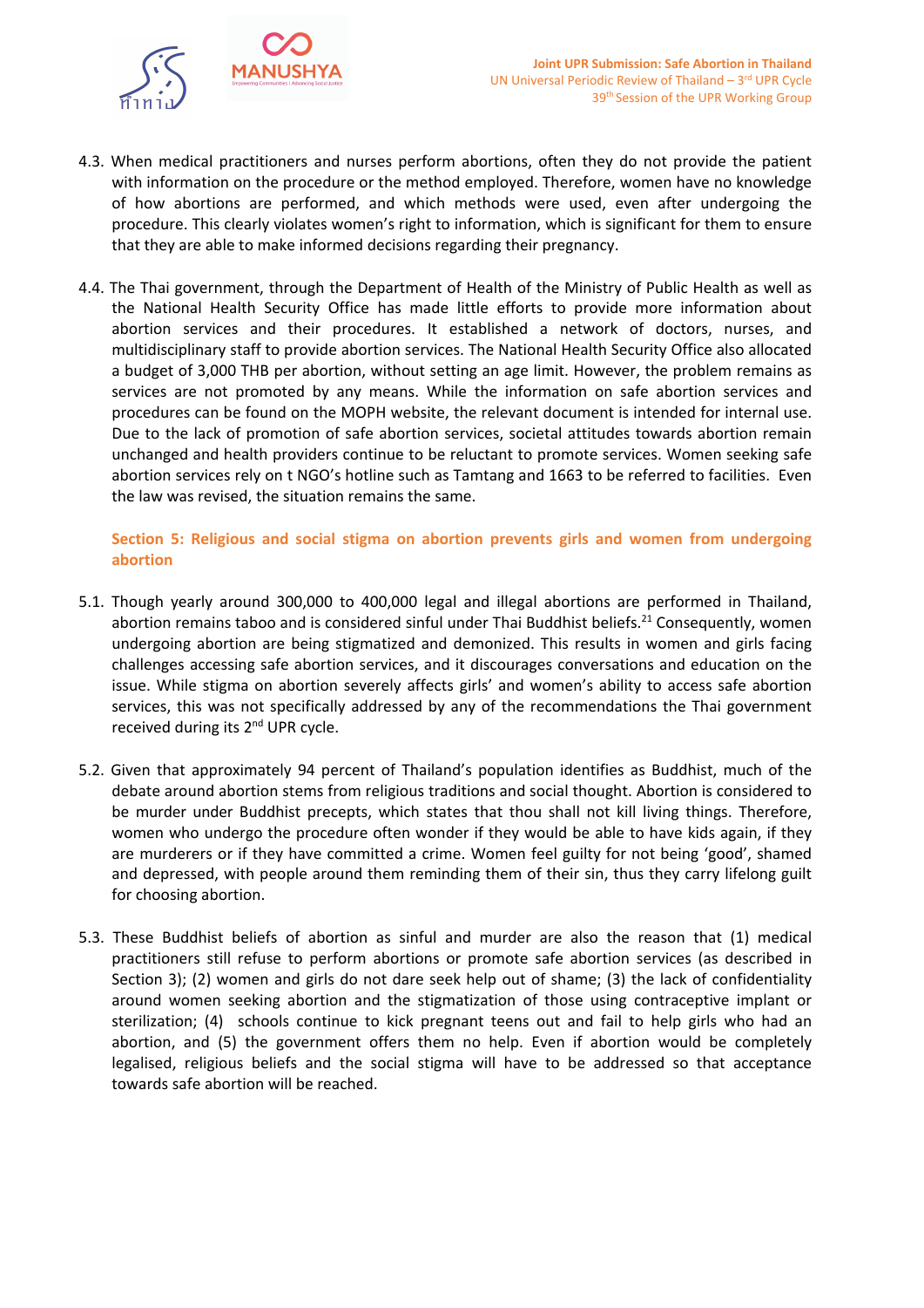4.3. When medical practitioners and nurses perform abortions, often they do not provide the patient with information on the procedure or the method employed. Therefore, women have no knowledge of how abortions are performed, and which methods were used, even after undergoing the procedure. This clearly violates women's right to information, which is significant for them to ensure that they are able to make informed decisions regarding their pregnancy.

4.4. The Thai government, through the Department of Health of the Ministry of Public Health as well as the National Health Security Office has made little efforts to provide more information about abortion services and their procedures. It established a network of doctors, nurses, and multidisciplinary staff to provide abortion services. The National Health Security Office also allocated a budget of 3,000 THB per abortion, without setting an age limit. However, the problem remains as services are not promoted by any means. While the information on safe abortion services and procedures can be found on the MOPH website, the relevant document is intended for internal use. Due to the lack of promotion of safe abortion services, societal attitudes towards abortion remain unchanged and health providers continue to be reluctant to promote services. Women seeking safe abortion services rely on t NGO's hotline such as Tamtang and 1663 to be referred to facilities. Even the law was revised, the situation remains the same.

## Section 5: Religious and social stigma on abortion prevents girls and women from undergoing abortion

5.1. Though yearly around 300,000 to 400,000 legal and illegal abortions are performed in Thailand, abortion remains taboo and is considered sinful under Thai Buddhist beliefs.[21] Consequently, women undergoing abortion are being stigmatized and demonized. This results in women and girls facing challenges accessing safe abortion services, and it discourages conversations and education on the issue. While stigma on abortion severely affects girls' and women's ability to access safe abortion services, this was not specifically addressed by any of the recommendations the Thai government received during its 2nd UPR cycle.

5.2. Given that approximately 94 percent of Thailand's population identifies as Buddhist, much of the debate around abortion stems from religious traditions and social thought. Abortion is considered to be murder under Buddhist precepts, which states that thou shall not kill living things. Therefore, women who undergo the procedure often wonder if they would be able to have kids again, if they are murderers or if they have committed a crime. Women feel guilty for not being 'good', shamed and depressed, with people around them reminding them of their sin, thus they carry lifelong guilt for choosing abortion.

5.3. These Buddhist beliefs of abortion as sinful and murder are also the reason that (1) medical practitioners still refuse to perform abortions or promote safe abortion services (as described in Section 3); (2) women and girls do not dare seek help out of shame; (3) the lack of confidentiality around women seeking abortion and the stigmatization of those using contraceptive implant or sterilization; (4) schools continue to kick pregnant teens out and fail to help girls who had an abortion, and (5) the government offers them no help. Even if abortion would be completely legalised, religious beliefs and the social stigma will have to be addressed so that acceptance towards safe abortion will be reached.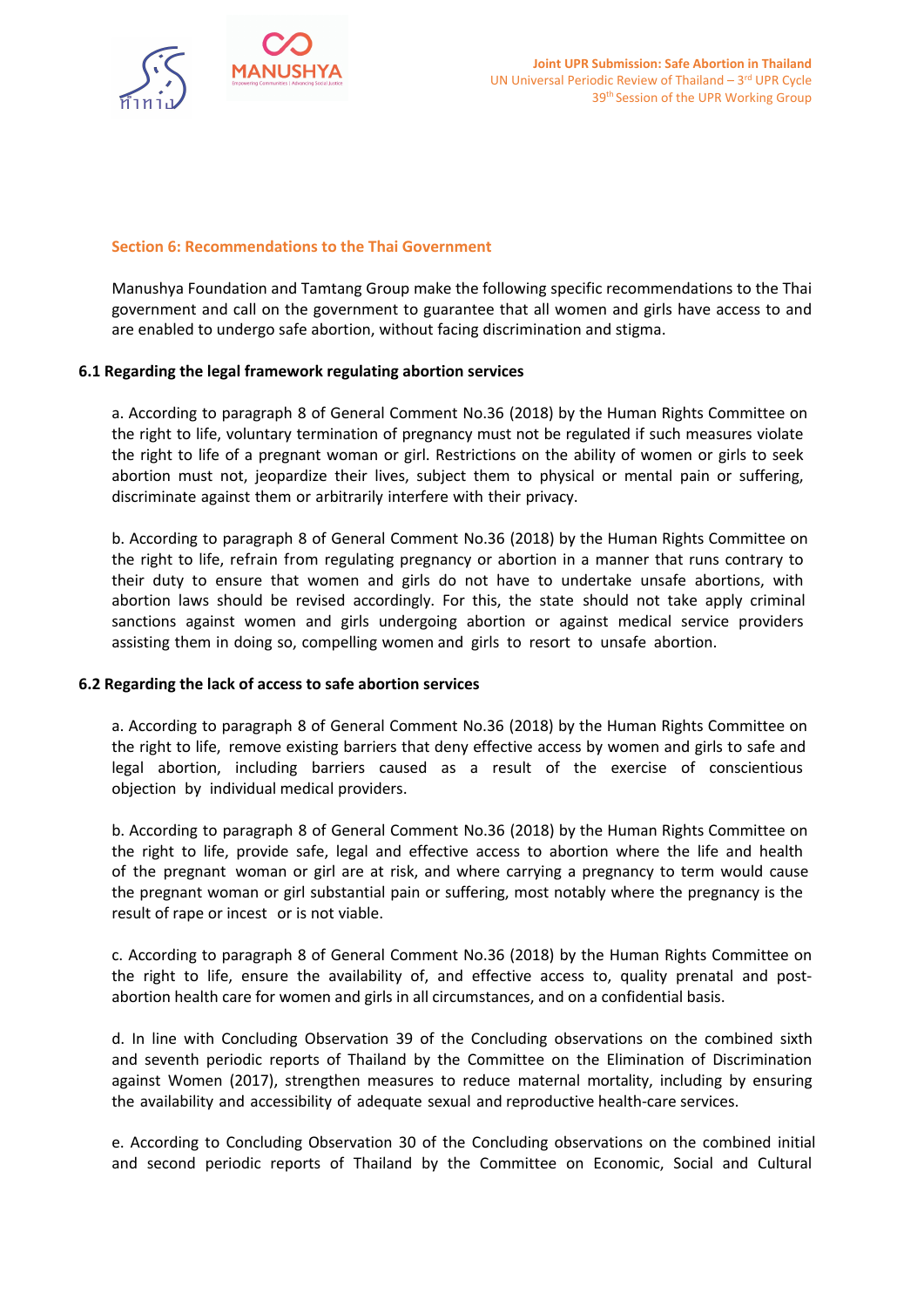## Section 6: Recommendations to the Thai Government

Manushya Foundation and Tamtang Group make the following specific recommendations to the Thai government and call on the government to guarantee that all women and girls have access to and are enabled to undergo safe abortion, without facing discrimination and stigma.

### 6.1 Regarding the legal framework regulating abortion services

a. According to paragraph 8 of General Comment No.36 (2018) by the Human Rights Committee on the right to life, voluntary termination of pregnancy must not be regulated if such measures violate the right to life of a pregnant woman or girl. Restrictions on the ability of women or girls to seek abortion must not, jeopardize their lives, subject them to physical or mental pain or suffering, discriminate against them or arbitrarily interfere with their privacy.

b. According to paragraph 8 of General Comment No.36 (2018) by the Human Rights Committee on the right to life, refrain from regulating pregnancy or abortion in a manner that runs contrary to their duty to ensure that women and girls do not have to undertake unsafe abortions, with abortion laws should be revised accordingly. For this, the state should not take apply criminal sanctions against women and girls undergoing abortion or against medical service providers assisting them in doing so, compelling women and girls to resort to unsafe abortion.

### 6.2 Regarding the lack of access to safe abortion services

a. According to paragraph 8 of General Comment No.36 (2018) by the Human Rights Committee on the right to life, remove existing barriers that deny effective access by women and girls to safe and legal abortion, including barriers caused as a result of the exercise of conscientious objection by individual medical providers.

b. According to paragraph 8 of General Comment No.36 (2018) by the Human Rights Committee on the right to life, provide safe, legal and effective access to abortion where the life and health of the pregnant woman or girl are at risk, and where carrying a pregnancy to term would cause the pregnant woman or girl substantial pain or suffering, most notably where the pregnancy is the result of rape or incest or is not viable.

c. According to paragraph 8 of General Comment No.36 (2018) by the Human Rights Committee on the right to life, ensure the availability of, and effective access to, quality prenatal and post-abortion health care for women and girls in all circumstances, and on a confidential basis.

d. In line with Concluding Observation 39 of the Concluding observations on the combined sixth and seventh periodic reports of Thailand by the Committee on the Elimination of Discrimination against Women (2017), strengthen measures to reduce maternal mortality, including by ensuring the availability and accessibility of adequate sexual and reproductive health-care services.

e. According to Concluding Observation 30 of the Concluding observations on the combined initial and second periodic reports of Thailand by the Committee on Economic, Social and Cultural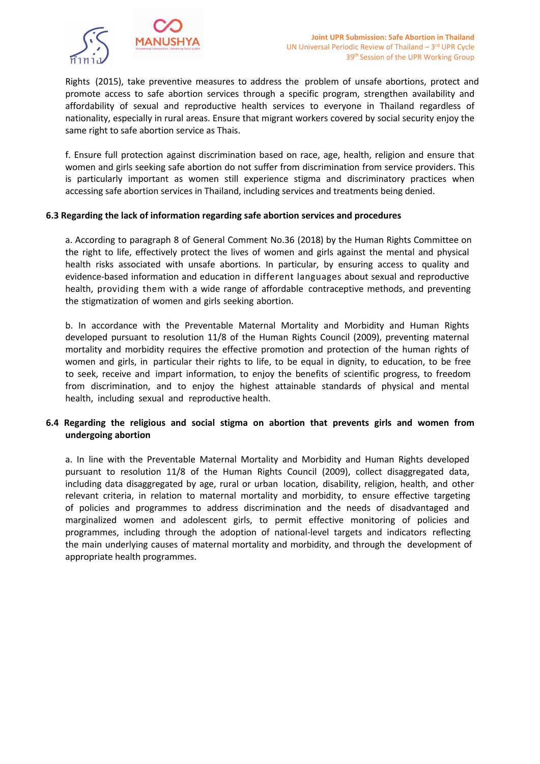Rights (2015), take preventive measures to address the problem of unsafe abortions, protect and promote access to safe abortion services through a specific program, strengthen availability and affordability of sexual and reproductive health services to everyone in Thailand regardless of nationality, especially in rural areas. Ensure that migrant workers covered by social security enjoy the same right to safe abortion service as Thais.

f. Ensure full protection against discrimination based on race, age, health, religion and ensure that women and girls seeking safe abortion do not suffer from discrimination from service providers. This is particularly important as women still experience stigma and discriminatory practices when accessing safe abortion services in Thailand, including services and treatments being denied.

### 6.3 Regarding the lack of information regarding safe abortion services and procedures

a. According to paragraph 8 of General Comment No.36 (2018) by the Human Rights Committee on the right to life, effectively protect the lives of women and girls against the mental and physical health risks associated with unsafe abortions. In particular, by ensuring access to quality and evidence-based information and education in different languages about sexual and reproductive health, providing them with a wide range of affordable contraceptive methods, and preventing the stigmatization of women and girls seeking abortion.

b. In accordance with the Preventable Maternal Mortality and Morbidity and Human Rights developed pursuant to resolution 11/8 of the Human Rights Council (2009), preventing maternal mortality and morbidity requires the effective promotion and protection of the human rights of women and girls, in particular their rights to life, to be equal in dignity, to education, to be free to seek, receive and impart information, to enjoy the benefits of scientific progress, to freedom from discrimination, and to enjoy the highest attainable standards of physical and mental health, including sexual and reproductive health.

### 6.4 Regarding the religious and social stigma on abortion that prevents girls and women from undergoing abortion

a. In line with the Preventable Maternal Mortality and Morbidity and Human Rights developed pursuant to resolution 11/8 of the Human Rights Council (2009), collect disaggregated data, including data disaggregated by age, rural or urban location, disability, religion, health, and other relevant criteria, in relation to maternal mortality and morbidity, to ensure effective targeting of policies and programmes to address discrimination and the needs of disadvantaged and marginalized women and adolescent girls, to permit effective monitoring of policies and programmes, including through the adoption of national-level targets and indicators reflecting the main underlying causes of maternal mortality and morbidity, and through the development of appropriate health programmes.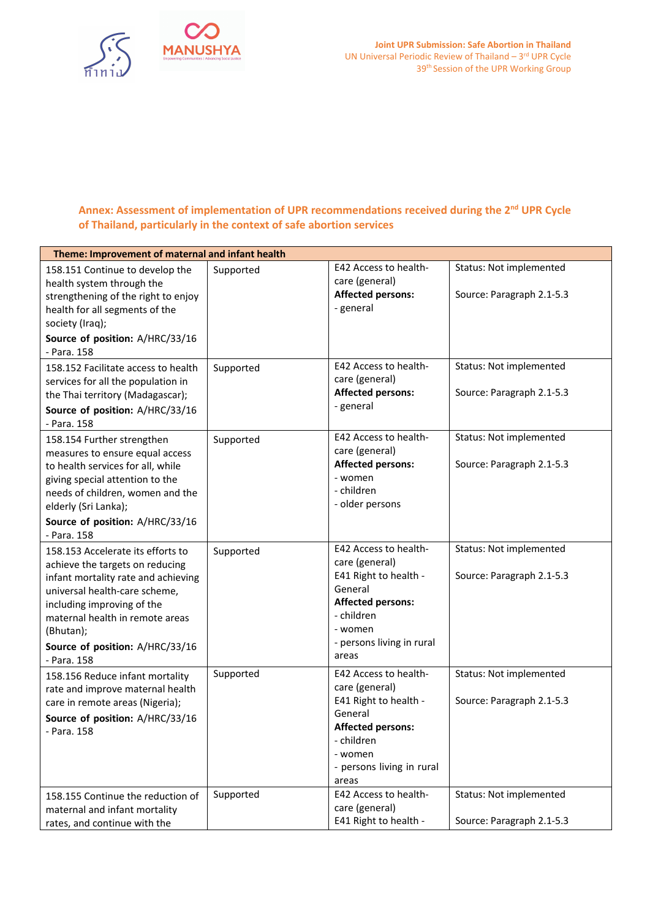## Annex: Assessment of implementation of UPR recommendations received during the 2nd UPR Cycle of Thailand, particularly in the context of safe abortion services

| Theme: Improvement of maternal and infant health | | | |
|---|---|---|---|
| 158.151 Continue to develop the health system through the strengthening of the right to enjoy health for all segments of the society (Iraq);<br>**Source of position:** A/HRC/33/16 - Para. 158 | Supported | E42 Access to health-care (general)<br>**Affected persons:**<br>- general | Status: Not implemented<br><br>Source: Paragraph 2.1-5.3 |
| 158.152 Facilitate access to health services for all the population in the Thai territory (Madagascar);<br>**Source of position:** A/HRC/33/16 - Para. 158 | Supported | E42 Access to health-care (general)<br>**Affected persons:**<br>- general | Status: Not implemented<br><br>Source: Paragraph 2.1-5.3 |
| 158.154 Further strengthen measures to ensure equal access to health services for all, while giving special attention to the needs of children, women and the elderly (Sri Lanka);<br>**Source of position:** A/HRC/33/16 - Para. 158 | Supported | E42 Access to health-care (general)<br>**Affected persons:**<br>- women<br>- children<br>- older persons | Status: Not implemented<br><br>Source: Paragraph 2.1-5.3 |
| 158.153 Accelerate its efforts to achieve the targets on reducing infant mortality rate and achieving universal health-care scheme, including improving of the maternal health in remote areas (Bhutan);<br>**Source of position:** A/HRC/33/16 - Para. 158 | Supported | E42 Access to health-care (general)<br>E41 Right to health - General<br>**Affected persons:**<br>- children<br>- women<br>- persons living in rural areas | Status: Not implemented<br><br>Source: Paragraph 2.1-5.3 |
| 158.156 Reduce infant mortality rate and improve maternal health care in remote areas (Nigeria);<br>**Source of position:** A/HRC/33/16 - Para. 158 | Supported | E42 Access to health-care (general)<br>E41 Right to health - General<br>**Affected persons:**<br>- children<br>- women<br>- persons living in rural areas | Status: Not implemented<br><br>Source: Paragraph 2.1-5.3 |
| 158.155 Continue the reduction of maternal and infant mortality rates, and continue with the | Supported | E42 Access to health-care (general)<br>E41 Right to health - | Status: Not implemented<br><br>Source: Paragraph 2.1-5.3 |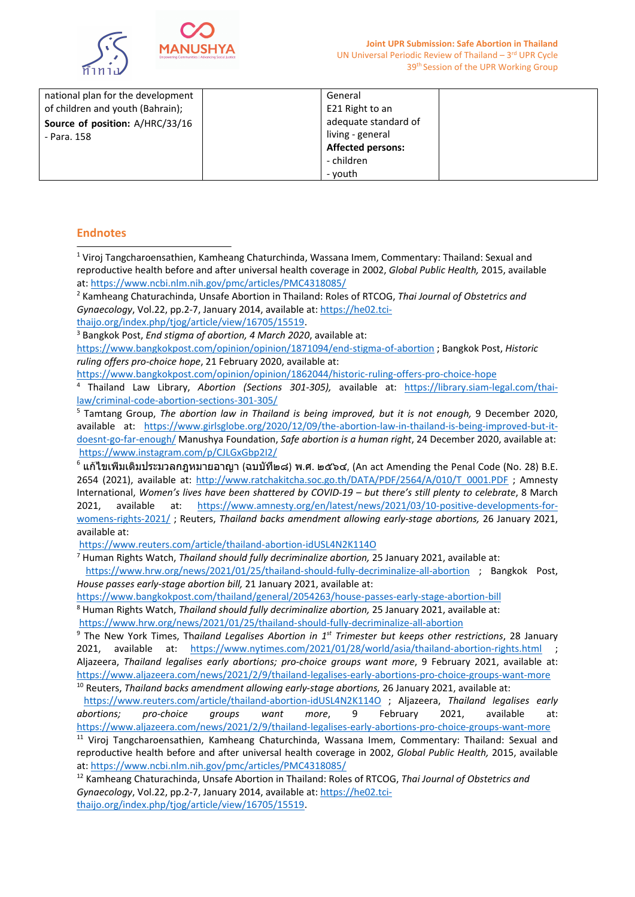| national plan for the development of children and youth (Bahrain);<br>**Source of position:** A/HRC/33/16 - Para. 158 | | General<br>E21 Right to an adequate standard of living - general<br>**Affected persons:**<br>- children<br>- youth | |
|---|---|---|---|

## Endnotes

[1] Viroj Tangcharoensathien, Kamheang Chaturchinda, Wassana Imem, Commentary: Thailand: Sexual and reproductive health before and after universal health coverage in 2002, *Global Public Health,* 2015, available at: https://www.ncbi.nlm.nih.gov/pmc/articles/PMC4318085/

[2] Kamheang Chaturachinda, Unsafe Abortion in Thailand: Roles of RTCOG, *Thai Journal of Obstetrics and Gynaecology*, Vol.22, pp.2-7, January 2014, available at: https://he02.tci-thaijo.org/index.php/tjog/article/view/16705/15519.

[3] Bangkok Post, *End stigma of abortion, 4 March 2020*, available at: https://www.bangkokpost.com/opinion/opinion/1871094/end-stigma-of-abortion ; Bangkok Post, *Historic ruling offers pro-choice hope*, 21 February 2020, available at: https://www.bangkokpost.com/opinion/opinion/1862044/historic-ruling-offers-pro-choice-hope

[4] Thailand Law Library, *Abortion (Sections 301-305),* available at: https://library.siam-legal.com/thai-law/criminal-code-abortion-sections-301-305/

[5] Tamtang Group, *The abortion law in Thailand is being improved, but it is not enough,* 9 December 2020, available at: https://www.girlsglobe.org/2020/12/09/the-abortion-law-in-thailand-is-being-improved-but-it-doesnt-go-far-enough/ Manushya Foundation, *Safe abortion is a human right*, 24 December 2020, available at: https://www.instagram.com/p/CJLGxGbp2I2/

[6] แก้ไขเพิ่มเติมประมวลกฎหมายอาญา (ฉบับที่๒๘) พ.ศ. ๒๕๖๔, (An act Amending the Penal Code (No. 28) B.E. 2654 (2021), available at: http://www.ratchakitcha.soc.go.th/DATA/PDF/2564/A/010/T_0001.PDF ; Amnesty International, *Women's lives have been shattered by COVID-19 – but there's still plenty to celebrate*, 8 March 2021, available at: https://www.amnesty.org/en/latest/news/2021/03/10-positive-developments-for-womens-rights-2021/ ; Reuters, *Thailand backs amendment allowing early-stage abortions,* 26 January 2021, available at: https://www.reuters.com/article/thailand-abortion-idUSL4N2K114O

[7] Human Rights Watch, *Thailand should fully decriminalize abortion,* 25 January 2021, available at: https://www.hrw.org/news/2021/01/25/thailand-should-fully-decriminalize-all-abortion ; Bangkok Post, *House passes early-stage abortion bill,* 21 January 2021, available at: https://www.bangkokpost.com/thailand/general/2054263/house-passes-early-stage-abortion-bill

[8] Human Rights Watch, *Thailand should fully decriminalize abortion,* 25 January 2021, available at: https://www.hrw.org/news/2021/01/25/thailand-should-fully-decriminalize-all-abortion

[9] The New York Times, Th*ailand Legalises Abortion in 1st Trimester but keeps other restrictions*, 28 January 2021, available at: https://www.nytimes.com/2021/01/28/world/asia/thailand-abortion-rights.html ; Aljazeera, *Thailand legalises early abortions; pro-choice groups want more*, 9 February 2021, available at: https://www.aljazeera.com/news/2021/2/9/thailand-legalises-early-abortions-pro-choice-groups-want-more

[10] Reuters, *Thailand backs amendment allowing early-stage abortions,* 26 January 2021, available at: https://www.reuters.com/article/thailand-abortion-idUSL4N2K114O ; Aljazeera, *Thailand legalises early abortions; pro-choice groups want more*, 9 February 2021, available at: https://www.aljazeera.com/news/2021/2/9/thailand-legalises-early-abortions-pro-choice-groups-want-more

[11] Viroj Tangcharoensathien, Kamheang Chaturchinda, Wassana Imem, Commentary: Thailand: Sexual and reproductive health before and after universal health coverage in 2002, *Global Public Health,* 2015, available at: https://www.ncbi.nlm.nih.gov/pmc/articles/PMC4318085/

[12] Kamheang Chaturachinda, Unsafe Abortion in Thailand: Roles of RTCOG, *Thai Journal of Obstetrics and Gynaecology*, Vol.22, pp.2-7, January 2014, available at: https://he02.tci-thaijo.org/index.php/tjog/article/view/16705/15519.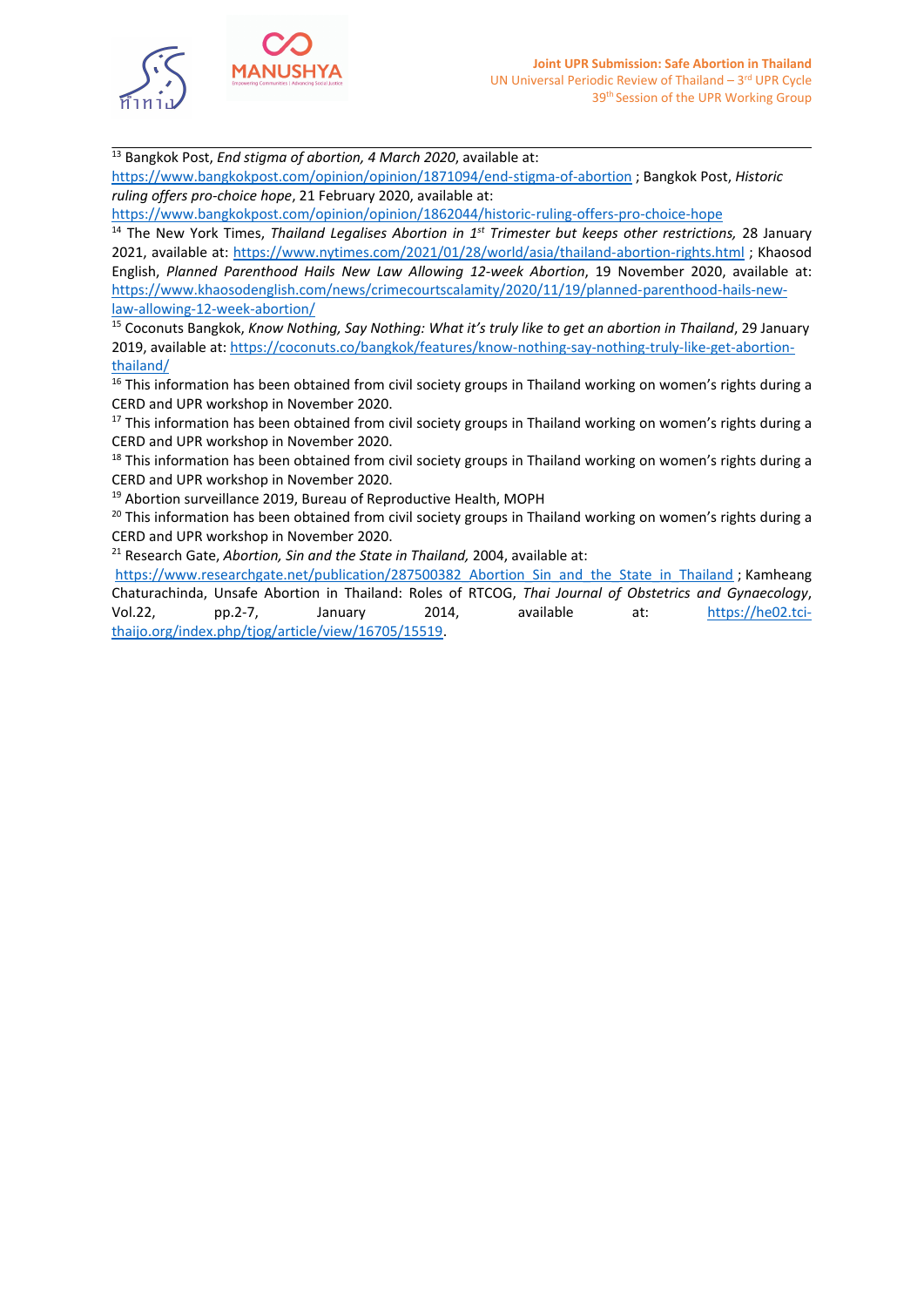[13] Bangkok Post, *End stigma of abortion, 4 March 2020*, available at: https://www.bangkokpost.com/opinion/opinion/1871094/end-stigma-of-abortion ; Bangkok Post, *Historic ruling offers pro-choice hope*, 21 February 2020, available at: https://www.bangkokpost.com/opinion/opinion/1862044/historic-ruling-offers-pro-choice-hope

[14] The New York Times, *Thailand Legalises Abortion in 1st Trimester but keeps other restrictions,* 28 January 2021, available at: https://www.nytimes.com/2021/01/28/world/asia/thailand-abortion-rights.html ; Khaosod English, *Planned Parenthood Hails New Law Allowing 12-week Abortion*, 19 November 2020, available at: https://www.khaosodenglish.com/news/crimecourtscalamity/2020/11/19/planned-parenthood-hails-new-law-allowing-12-week-abortion/

[15] Coconuts Bangkok, *Know Nothing, Say Nothing: What it's truly like to get an abortion in Thailand*, 29 January 2019, available at: https://coconuts.co/bangkok/features/know-nothing-say-nothing-truly-like-get-abortion-thailand/

[16] This information has been obtained from civil society groups in Thailand working on women's rights during a CERD and UPR workshop in November 2020.

[17] This information has been obtained from civil society groups in Thailand working on women's rights during a CERD and UPR workshop in November 2020.

[18] This information has been obtained from civil society groups in Thailand working on women's rights during a CERD and UPR workshop in November 2020.

[19] Abortion surveillance 2019, Bureau of Reproductive Health, MOPH

[20] This information has been obtained from civil society groups in Thailand working on women's rights during a CERD and UPR workshop in November 2020.

[21] Research Gate, *Abortion, Sin and the State in Thailand,* 2004, available at: https://www.researchgate.net/publication/287500382_Abortion_Sin_and_the_State_in_Thailand ; Kamheang Chaturachinda, Unsafe Abortion in Thailand: Roles of RTCOG, *Thai Journal of Obstetrics and Gynaecology*, Vol.22, pp.2-7, January 2014, available at: https://he02.tci-thaijo.org/index.php/tjog/article/view/16705/15519.